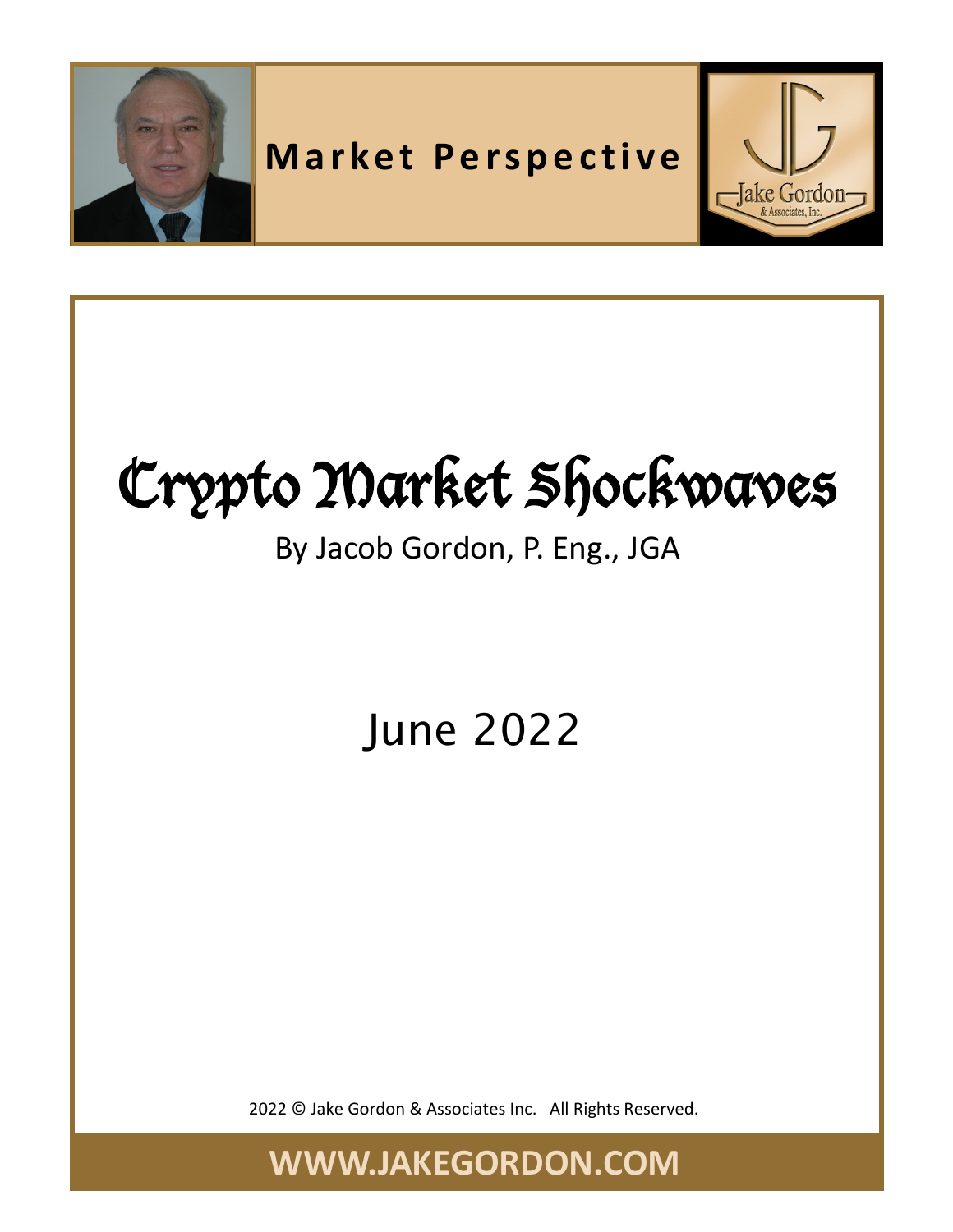Market Perspective

Jake Gordon & Associates, Inc.

# Crypto Market Shockwaves

By Jacob Gordon, P. Eng., JGA

June 2022

2022 © Jake Gordon & Associates Inc. All Rights Reserved.

**WWW.JAKEGORDON.COM**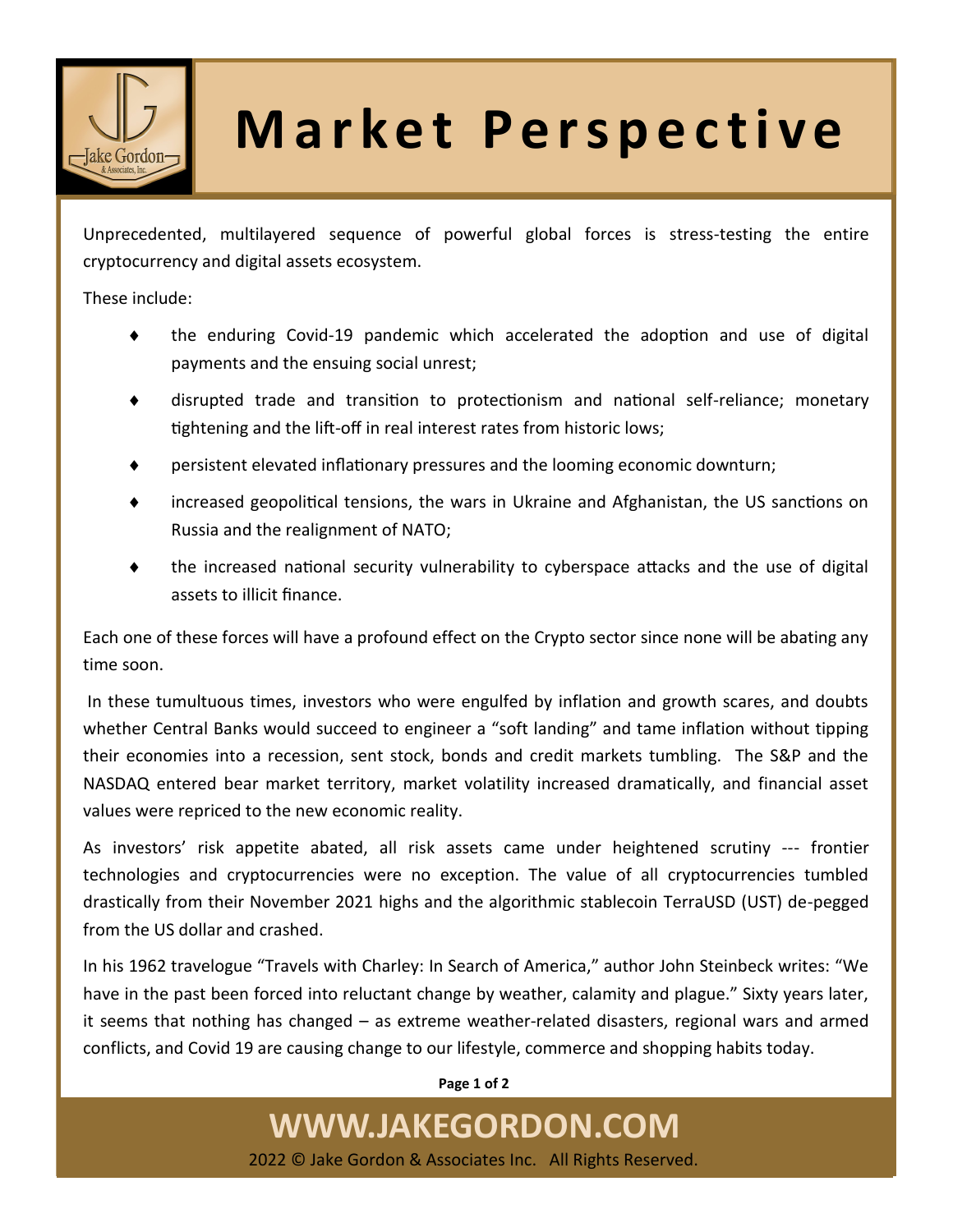# Market Perspective

Unprecedented, multilayered sequence of powerful global forces is stress-testing the entire cryptocurrency and digital assets ecosystem.

These include:

- the enduring Covid-19 pandemic which accelerated the adoption and use of digital payments and the ensuing social unrest;
- disrupted trade and transition to protectionism and national self-reliance; monetary tightening and the lift-off in real interest rates from historic lows;
- persistent elevated inflationary pressures and the looming economic downturn;
- increased geopolitical tensions, the wars in Ukraine and Afghanistan, the US sanctions on Russia and the realignment of NATO;
- the increased national security vulnerability to cyberspace attacks and the use of digital assets to illicit finance.

Each one of these forces will have a profound effect on the Crypto sector since none will be abating any time soon.

In these tumultuous times, investors who were engulfed by inflation and growth scares, and doubts whether Central Banks would succeed to engineer a "soft landing" and tame inflation without tipping their economies into a recession, sent stock, bonds and credit markets tumbling. The S&P and the NASDAQ entered bear market territory, market volatility increased dramatically, and financial asset values were repriced to the new economic reality.

As investors' risk appetite abated, all risk assets came under heightened scrutiny --- frontier technologies and cryptocurrencies were no exception. The value of all cryptocurrencies tumbled drastically from their November 2021 highs and the algorithmic stablecoin TerraUSD (UST) de-pegged from the US dollar and crashed.

In his 1962 travelogue "Travels with Charley: In Search of America," author John Steinbeck writes: "We have in the past been forced into reluctant change by weather, calamity and plague." Sixty years later, it seems that nothing has changed – as extreme weather-related disasters, regional wars and armed conflicts, and Covid 19 are causing change to our lifestyle, commerce and shopping habits today.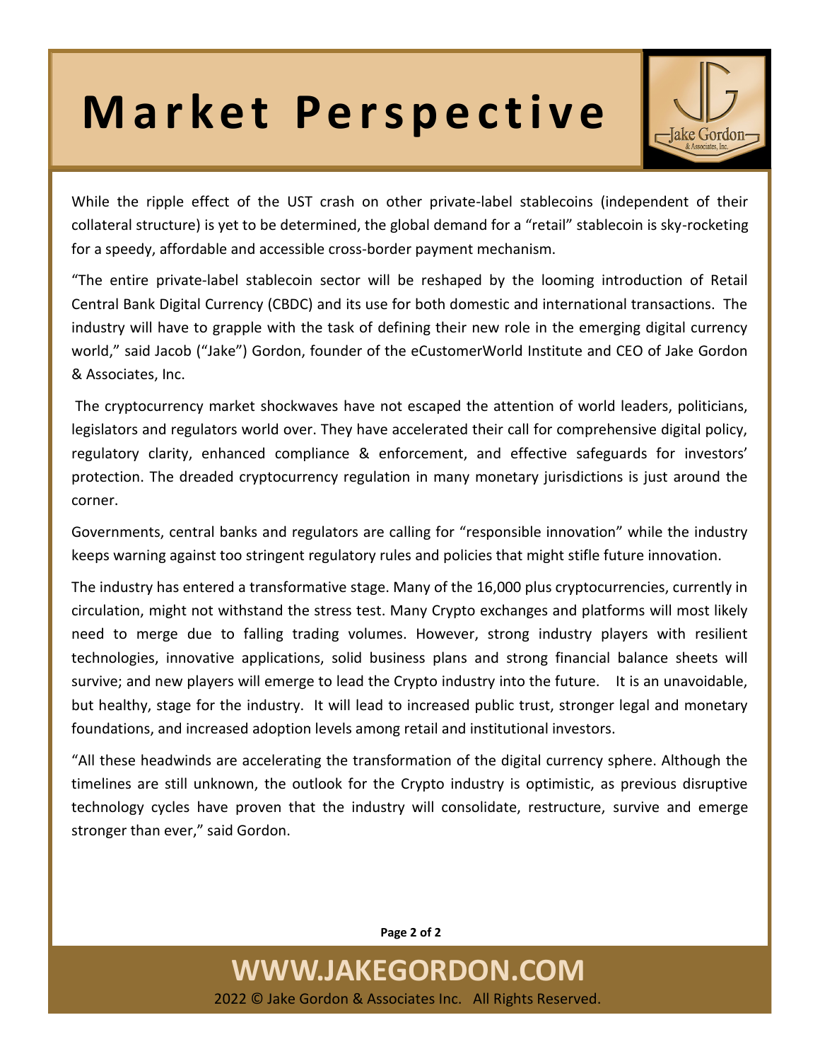While the ripple effect of the UST crash on other private-label stablecoins (independent of their collateral structure) is yet to be determined, the global demand for a "retail" stablecoin is sky-rocketing for a speedy, affordable and accessible cross-border payment mechanism.

"The entire private-label stablecoin sector will be reshaped by the looming introduction of Retail Central Bank Digital Currency (CBDC) and its use for both domestic and international transactions. The industry will have to grapple with the task of defining their new role in the emerging digital currency world," said Jacob ("Jake") Gordon, founder of the eCustomerWorld Institute and CEO of Jake Gordon & Associates, Inc.

The cryptocurrency market shockwaves have not escaped the attention of world leaders, politicians, legislators and regulators world over. They have accelerated their call for comprehensive digital policy, regulatory clarity, enhanced compliance & enforcement, and effective safeguards for investors' protection. The dreaded cryptocurrency regulation in many monetary jurisdictions is just around the corner.

Governments, central banks and regulators are calling for "responsible innovation" while the industry keeps warning against too stringent regulatory rules and policies that might stifle future innovation.

The industry has entered a transformative stage. Many of the 16,000 plus cryptocurrencies, currently in circulation, might not withstand the stress test. Many Crypto exchanges and platforms will most likely need to merge due to falling trading volumes. However, strong industry players with resilient technologies, innovative applications, solid business plans and strong financial balance sheets will survive; and new players will emerge to lead the Crypto industry into the future. It is an unavoidable, but healthy, stage for the industry. It will lead to increased public trust, stronger legal and monetary foundations, and increased adoption levels among retail and institutional investors.

"All these headwinds are accelerating the transformation of the digital currency sphere. Although the timelines are still unknown, the outlook for the Crypto industry is optimistic, as previous disruptive technology cycles have proven that the industry will consolidate, restructure, survive and emerge stronger than ever," said Gordon.